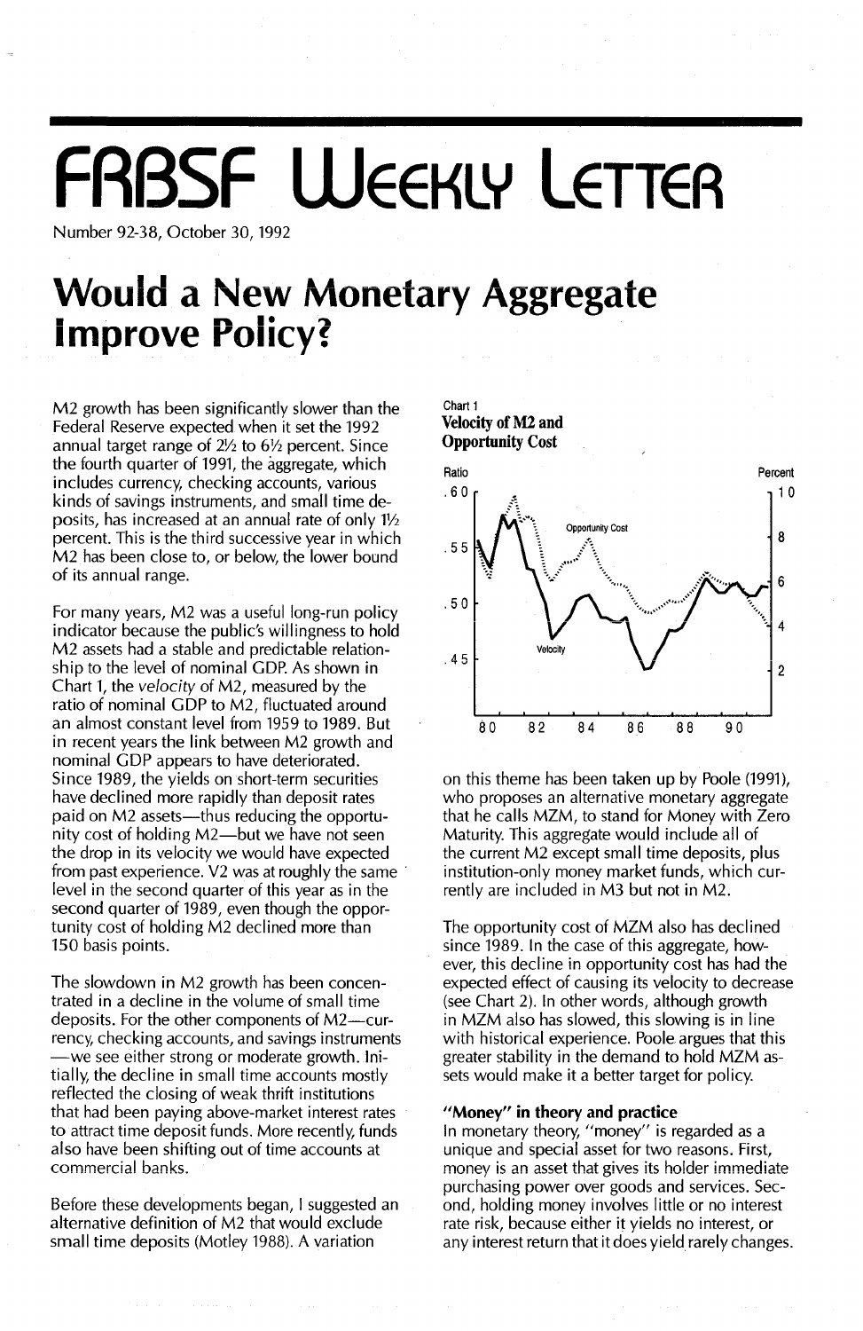# FRBSF Weekly Letter

Number 92-38, October 30, 1992

# Would a New Monetary Aggregate Improve Policy?

M2 growth has been significantly slower than the Federal Reserve expected when it set the 1992 annual target range of 2½ to 6½ percent. Since the fourth quarter of 1991, the aggregate, which includes currency, checking accounts, various kinds of savings instruments, and small time deposits, has increased at an annual rate of only 1½ percent. This is the third successive year in which M2 has been close to, or below, the lower bound of its annual range.

For many years, M2 was a useful long-run policy indicator because the public's willingness to hold M2 assets had a stable and predictable relationship to the level of nominal GDP. As shown in Chart 1, the *velocity* of M2, measured by the ratio of nominal GDP to M2, fluctuated around an almost constant level from 1959 to 1989. But in recent years the link between M2 growth and nominal GDP appears to have deteriorated. Since 1989, the yields on short-term securities have declined more rapidly than deposit rates paid on M2 assets—thus reducing the opportunity cost of holding M2—but we have not seen the drop in its velocity we would have expected from past experience. V2 was at roughly the same level in the second quarter of this year as in the second quarter of 1989, even though the opportunity cost of holding M2 declined more than 150 basis points.

The slowdown in M2 growth has been concentrated in a decline in the volume of small time deposits. For the other components of M2—currency, checking accounts, and savings instruments—we see either strong or moderate growth. Initially, the decline in small time accounts mostly reflected the closing of weak thrift institutions that had been paying above-market interest rates to attract time deposit funds. More recently, funds also have been shifting out of time accounts at commercial banks.

Before these developments began, I suggested an alternative definition of M2 that would exclude small time deposits (Motley 1988). A variation on this theme has been taken up by Poole (1991), who proposes an alternative monetary aggregate that he calls MZM, to stand for Money with Zero Maturity. This aggregate would include all of the current M2 except small time deposits, plus institution-only money market funds, which currently are included in M3 but not in M2.

Chart 1
**Velocity of M2 and Opportunity Cost**

The opportunity cost of MZM also has declined since 1989. In the case of this aggregate, however, this decline in opportunity cost has had the expected effect of causing its velocity to decrease (see Chart 2). In other words, although growth in MZM also has slowed, this slowing is in line with historical experience. Poole argues that this greater stability in the demand to hold MZM assets would make it a better target for policy.

### "Money" in theory and practice

In monetary theory, "money" is regarded as a unique and special asset for two reasons. First, money is an asset that gives its holder immediate purchasing power over goods and services. Second, holding money involves little or no interest rate risk, because either it yields no interest, or any interest return that it does yield rarely changes.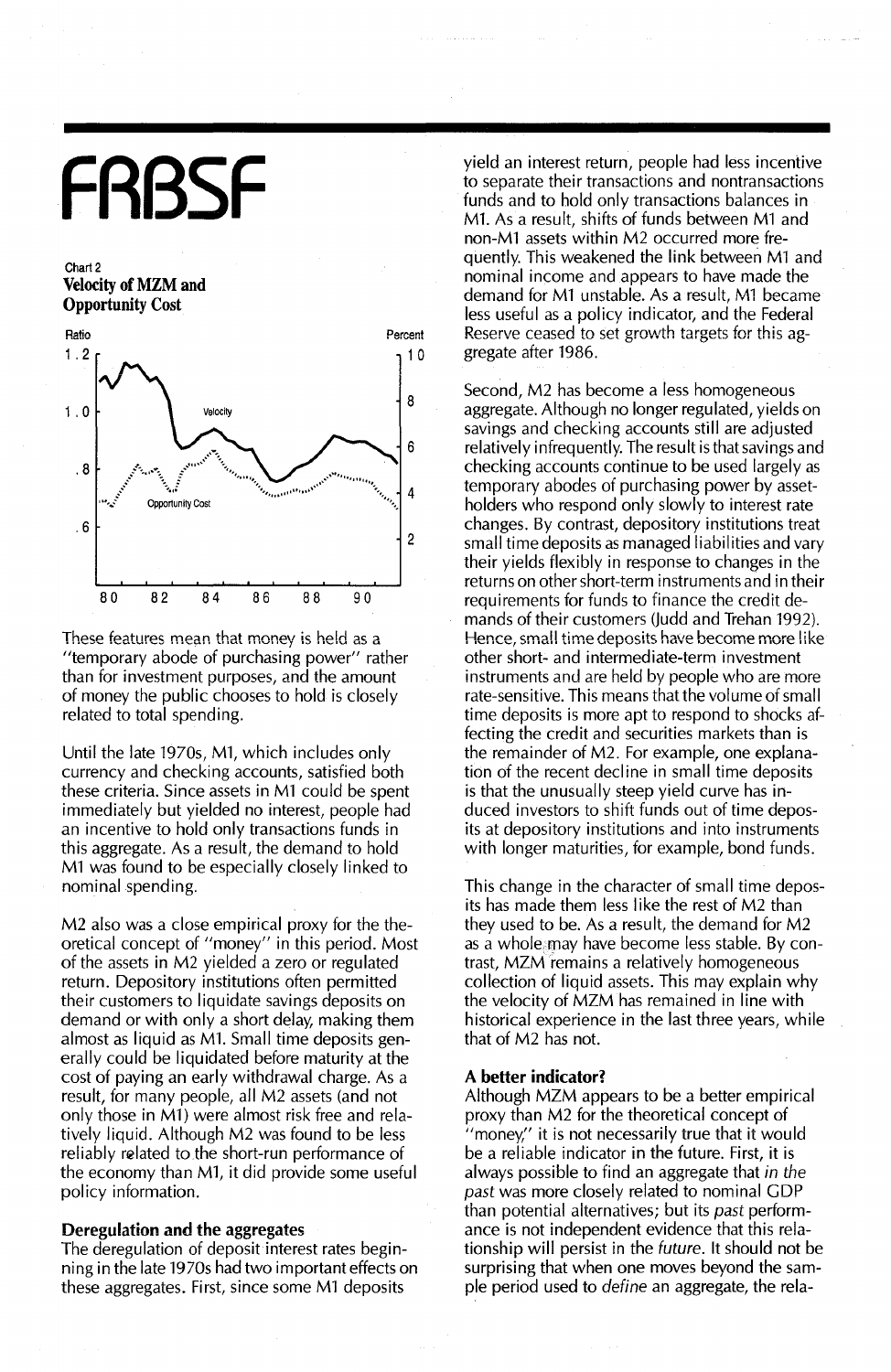**Chart 2**
**Velocity of MZM and Opportunity Cost**

These features mean that money is held as a "temporary abode of purchasing power" rather than for investment purposes, and the amount of money the public chooses to hold is closely related to total spending.

Until the late 1970s, M1, which includes only currency and checking accounts, satisfied both these criteria. Since assets in M1 could be spent immediately but yielded no interest, people had an incentive to hold only transactions funds in this aggregate. As a result, the demand to hold M1 was found to be especially closely linked to nominal spending.

M2 also was a close empirical proxy for the theoretical concept of "money" in this period. Most of the assets in M2 yielded a zero or regulated return. Depository institutions often permitted their customers to liquidate savings deposits on demand or with only a short delay, making them almost as liquid as M1. Small time deposits generally could be liquidated before maturity at the cost of paying an early withdrawal charge. As a result, for many people, all M2 assets (and not only those in M1) were almost risk free and relatively liquid. Although M2 was found to be less reliably related to the short-run performance of the economy than M1, it did provide some useful policy information.

### Deregulation and the aggregates

The deregulation of deposit interest rates beginning in the late 1970s had two important effects on these aggregates. First, since some M1 deposits yield an interest return, people had less incentive to separate their transactions and nontransactions funds and to hold only transactions balances in M1. As a result, shifts of funds between M1 and non-M1 assets within M2 occurred more frequently. This weakened the link between M1 and nominal income and appears to have made the demand for M1 unstable. As a result, M1 became less useful as a policy indicator, and the Federal Reserve ceased to set growth targets for this aggregate after 1986.

Second, M2 has become a less homogeneous aggregate. Although no longer regulated, yields on savings and checking accounts still are adjusted relatively infrequently. The result is that savings and checking accounts continue to be used largely as temporary abodes of purchasing power by assetholders who respond only slowly to interest rate changes. By contrast, depository institutions treat small time deposits as managed liabilities and vary their yields flexibly in response to changes in the returns on other short-term instruments and in their requirements for funds to finance the credit demands of their customers (Judd and Trehan 1992). Hence, small time deposits have become more like other short- and intermediate-term investment instruments and are held by people who are more rate-sensitive. This means that the volume of small time deposits is more apt to respond to shocks affecting the credit and securities markets than is the remainder of M2. For example, one explanation of the recent decline in small time deposits is that the unusually steep yield curve has induced investors to shift funds out of time deposits at depository institutions and into instruments with longer maturities, for example, bond funds.

This change in the character of small time deposits has made them less like the rest of M2 than they used to be. As a result, the demand for M2 as a whole may have become less stable. By contrast, MZM remains a relatively homogeneous collection of liquid assets. This may explain why the velocity of MZM has remained in line with historical experience in the last three years, while that of M2 has not.

### A better indicator?

Although MZM appears to be a better empirical proxy than M2 for the theoretical concept of "money," it is not necessarily true that it would be a reliable indicator in the future. First, it is always possible to find an aggregate that *in the past* was more closely related to nominal GDP than potential alternatives; but its *past* performance is not independent evidence that this relationship will persist in the *future*. It should not be surprising that when one moves beyond the sample period used to *define* an aggregate, the rela-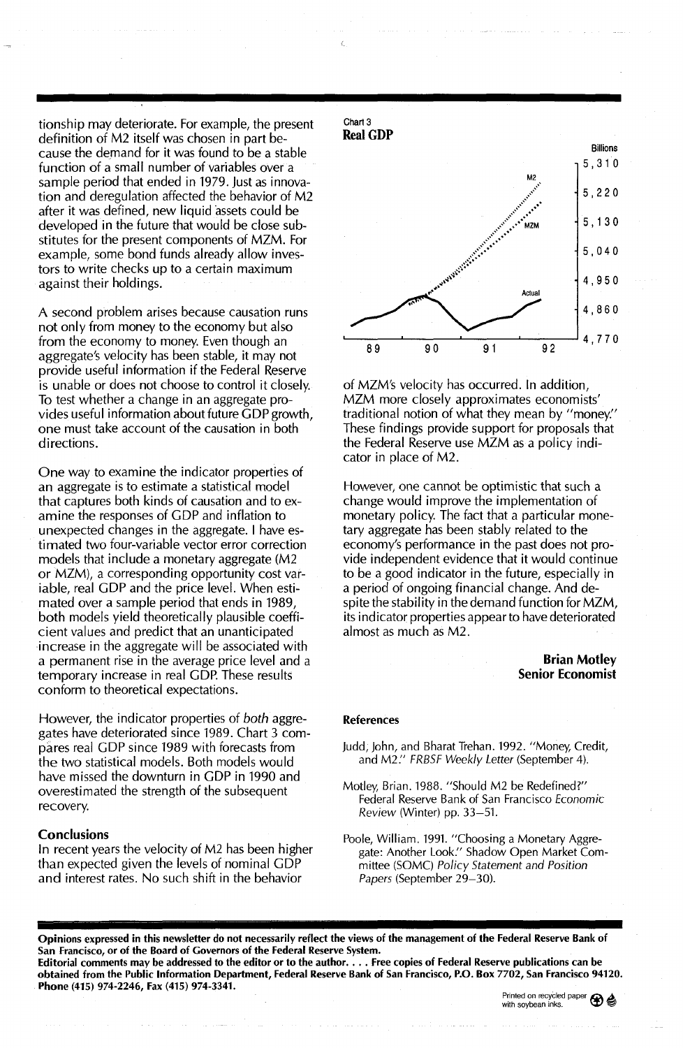tionship may deteriorate. For example, the present definition of M2 itself was chosen in part because the demand for it was found to be a stable function of a small number of variables over a sample period that ended in 1979. Just as innovation and deregulation affected the behavior of M2 after it was defined, new liquid assets could be developed in the future that would be close substitutes for the present components of MZM. For example, some bond funds already allow investors to write checks up to a certain maximum against their holdings.

A second problem arises because causation runs not only from money to the economy but also from the economy to money. Even though an aggregate's velocity has been stable, it may not provide useful information if the Federal Reserve is unable or does not choose to control it closely. To test whether a change in an aggregate provides useful information about future GDP growth, one must take account of the causation in both directions.

One way to examine the indicator properties of an aggregate is to estimate a statistical model that captures both kinds of causation and to examine the responses of GDP and inflation to unexpected changes in the aggregate. I have estimated two four-variable vector error correction models that include a monetary aggregate (M2 or MZM), a corresponding opportunity cost variable, real GDP and the price level. When estimated over a sample period that ends in 1989, both models yield theoretically plausible coefficient values and predict that an unanticipated increase in the aggregate will be associated with a permanent rise in the average price level and a temporary increase in real GDP. These results conform to theoretical expectations.

However, the indicator properties of *both* aggregates have deteriorated since 1989. Chart 3 compares real GDP since 1989 with forecasts from the two statistical models. Both models would have missed the downturn in GDP in 1990 and overestimated the strength of the subsequent recovery.

Chart 3
**Real GDP**

Billions

| | |
|---|---|
| Y-axis | 4,770; 4,860; 4,950; 5,040; 5,130; 5,220; 5,310 |
| X-axis | 89; 90; 91; 92 |
| Series | M2; MZM; Actual |

### Conclusions

In recent years the velocity of M2 has been higher than expected given the levels of nominal GDP and interest rates. No such shift in the behavior of MZM's velocity has occurred. In addition, MZM more closely approximates economists' traditional notion of what they mean by "money." These findings provide support for proposals that the Federal Reserve use MZM as a policy indicator in place of M2.

However, one cannot be optimistic that such a change would improve the implementation of monetary policy. The fact that a particular monetary aggregate has been stably related to the economy's performance in the past does not provide independent evidence that it would continue to be a good indicator in the future, especially in a period of ongoing financial change. And despite the stability in the demand function for MZM, its indicator properties appear to have deteriorated almost as much as M2.

**Brian Motley**
**Senior Economist**

### References

Judd, John, and Bharat Trehan. 1992. "Money, Credit, and M2." *FRBSF Weekly Letter* (September 4).

Motley, Brian. 1988. "Should M2 be Redefined?" Federal Reserve Bank of San Francisco *Economic Review* (Winter) pp. 33–51.

Poole, William. 1991. "Choosing a Monetary Aggregate: Another Look." Shadow Open Market Committee (SOMC) *Policy Statement and Position Papers* (September 29–30).

**Opinions expressed in this newsletter do not necessarily reflect the views of the management of the Federal Reserve Bank of San Francisco, or of the Board of Governors of the Federal Reserve System.**
**Editorial comments may be addressed to the editor or to the author. . . . Free copies of Federal Reserve publications can be obtained from the Public Information Department, Federal Reserve Bank of San Francisco, P.O. Box 7702, San Francisco 94120. Phone (415) 974-2246, Fax (415) 974-3341.**

Printed on recycled paper with soybean inks.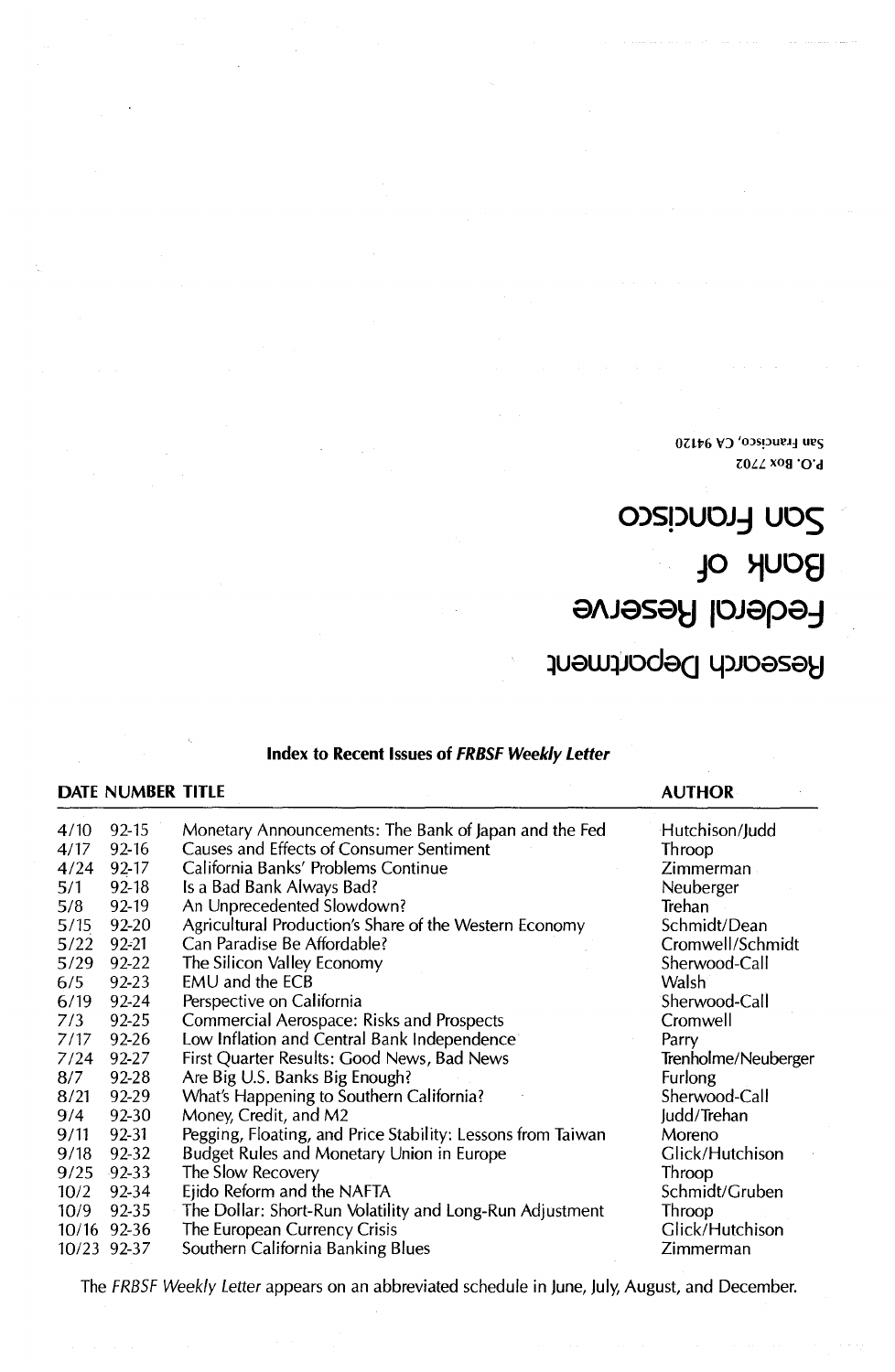Research Department
Federal Reserve
Bank of
San Francisco

P.O. Box 7702
San Francisco, CA 94120

## Index to Recent Issues of *FRBSF Weekly Letter*

| DATE | NUMBER | TITLE | AUTHOR |
|---|---|---|---|
| 4/10 | 92-15 | Monetary Announcements: The Bank of Japan and the Fed | Hutchison/Judd |
| 4/17 | 92-16 | Causes and Effects of Consumer Sentiment | Throop |
| 4/24 | 92-17 | California Banks' Problems Continue | Zimmerman |
| 5/1 | 92-18 | Is a Bad Bank Always Bad? | Neuberger |
| 5/8 | 92-19 | An Unprecedented Slowdown? | Trehan |
| 5/15 | 92-20 | Agricultural Production's Share of the Western Economy | Schmidt/Dean |
| 5/22 | 92-21 | Can Paradise Be Affordable? | Cromwell/Schmidt |
| 5/29 | 92-22 | The Silicon Valley Economy | Sherwood-Call |
| 6/5 | 92-23 | EMU and the ECB | Walsh |
| 6/19 | 92-24 | Perspective on California | Sherwood-Call |
| 7/3 | 92-25 | Commercial Aerospace: Risks and Prospects | Cromwell |
| 7/17 | 92-26 | Low Inflation and Central Bank Independence | Parry |
| 7/24 | 92-27 | First Quarter Results: Good News, Bad News | Trenholme/Neuberger |
| 8/7 | 92-28 | Are Big U.S. Banks Big Enough? | Furlong |
| 8/21 | 92-29 | What's Happening to Southern California? | Sherwood-Call |
| 9/4 | 92-30 | Money, Credit, and M2 | Judd/Trehan |
| 9/11 | 92-31 | Pegging, Floating, and Price Stability: Lessons from Taiwan | Moreno |
| 9/18 | 92-32 | Budget Rules and Monetary Union in Europe | Glick/Hutchison |
| 9/25 | 92-33 | The Slow Recovery | Throop |
| 10/2 | 92-34 | Ejido Reform and the NAFTA | Schmidt/Gruben |
| 10/9 | 92-35 | The Dollar: Short-Run Volatility and Long-Run Adjustment | Throop |
| 10/16 | 92-36 | The European Currency Crisis | Glick/Hutchison |
| 10/23 | 92-37 | Southern California Banking Blues | Zimmerman |

The *FRBSF Weekly Letter* appears on an abbreviated schedule in June, July, August, and December.